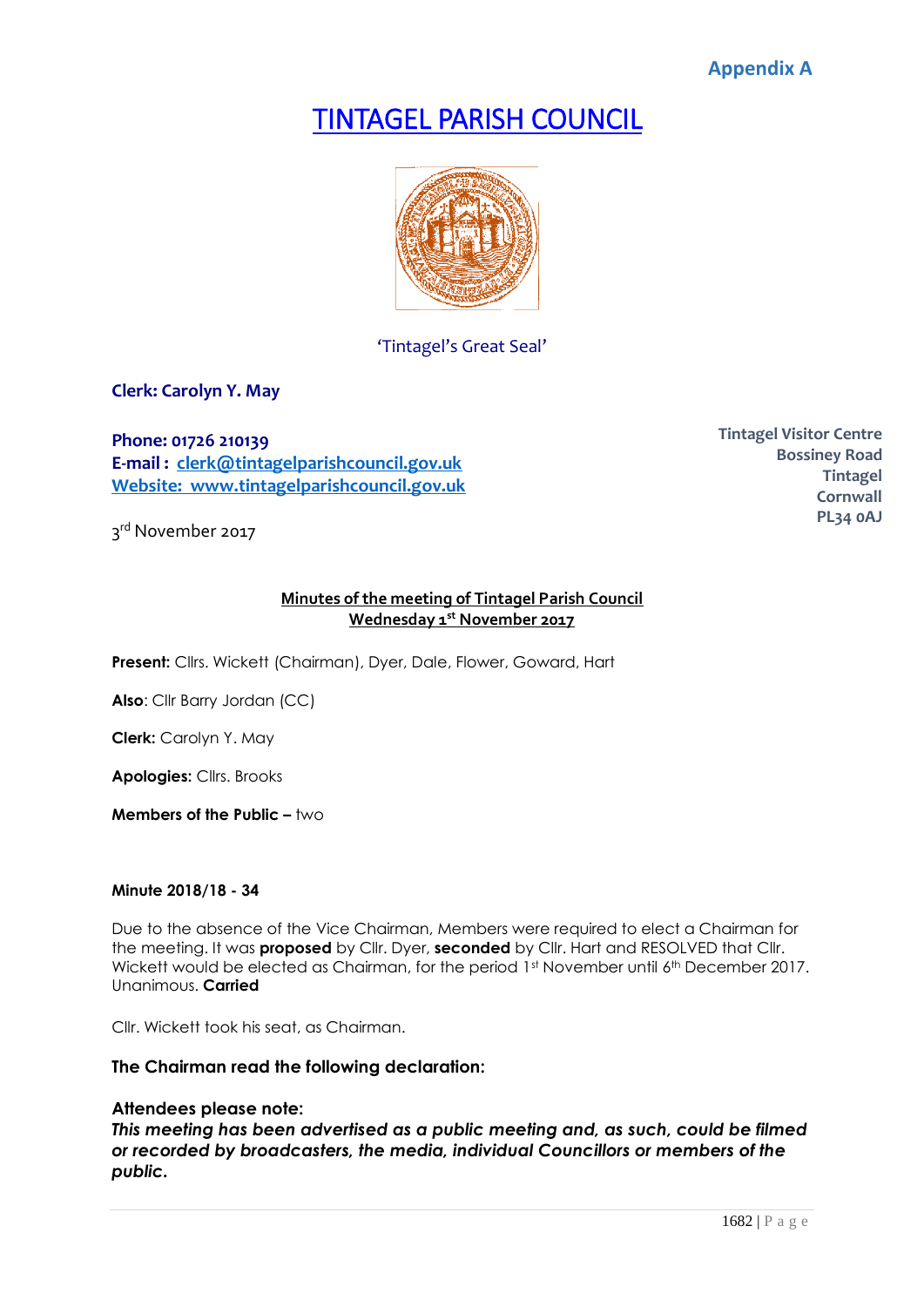**Appendix A**

# TINTAGEL PARISH COUNCIL

'Tintagel's Great Seal'

**Clerk: Carolyn Y. May**

**Phone: 01726 210139**
**E-mail : clerk@tintagelparishcouncil.gov.uk**
**Website: www.tintagelparishcouncil.gov.uk**

**Tintagel Visitor Centre**
**Bossiney Road**
**Tintagel**
**Cornwall**
**PL34 0AJ**

3rd November 2017

**Minutes of the meeting of Tintagel Parish Council**
**Wednesday 1st November 2017**

**Present:** Cllrs. Wickett (Chairman), Dyer, Dale, Flower, Goward, Hart

**Also**: Cllr Barry Jordan (CC)

**Clerk:** Carolyn Y. May

**Apologies:** Cllrs. Brooks

**Members of the Public –** two

**Minute 2018/18 - 34**

Due to the absence of the Vice Chairman, Members were required to elect a Chairman for the meeting. It was **proposed** by Cllr. Dyer, **seconded** by Cllr. Hart and RESOLVED that Cllr. Wickett would be elected as Chairman, for the period 1st November until 6th December 2017. Unanimous. **Carried**

Cllr. Wickett took his seat, as Chairman.

**The Chairman read the following declaration:**

**Attendees please note:**
***This meeting has been advertised as a public meeting and, as such, could be filmed or recorded by broadcasters, the media, individual Councillors or members of the public.***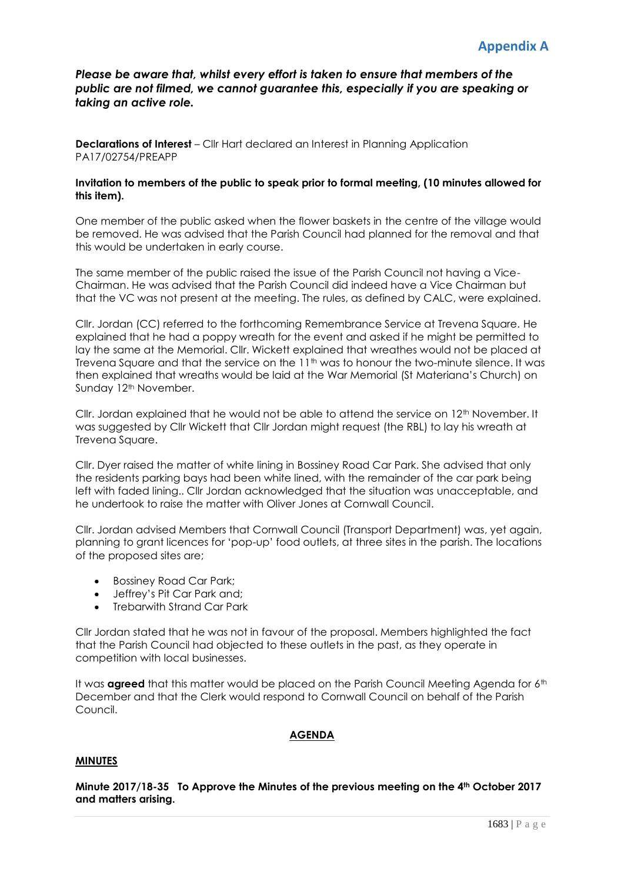**Appendix A**

***Please be aware that, whilst every effort is taken to ensure that members of the public are not filmed, we cannot guarantee this, especially if you are speaking or taking an active role.***

**Declarations of Interest** – Cllr Hart declared an Interest in Planning Application PA17/02754/PREAPP

**Invitation to members of the public to speak prior to formal meeting, (10 minutes allowed for this item).**

One member of the public asked when the flower baskets in the centre of the village would be removed. He was advised that the Parish Council had planned for the removal and that this would be undertaken in early course.

The same member of the public raised the issue of the Parish Council not having a Vice-Chairman. He was advised that the Parish Council did indeed have a Vice Chairman but that the VC was not present at the meeting. The rules, as defined by CALC, were explained.

Cllr. Jordan (CC) referred to the forthcoming Remembrance Service at Trevena Square. He explained that he had a poppy wreath for the event and asked if he might be permitted to lay the same at the Memorial. Cllr. Wickett explained that wreathes would not be placed at Trevena Square and that the service on the 11th was to honour the two-minute silence. It was then explained that wreaths would be laid at the War Memorial (St Materiana's Church) on Sunday 12th November.

Cllr. Jordan explained that he would not be able to attend the service on 12th November. It was suggested by Cllr Wickett that Cllr Jordan might request (the RBL) to lay his wreath at Trevena Square.

Cllr. Dyer raised the matter of white lining in Bossiney Road Car Park. She advised that only the residents parking bays had been white lined, with the remainder of the car park being left with faded lining.. Cllr Jordan acknowledged that the situation was unacceptable, and he undertook to raise the matter with Oliver Jones at Cornwall Council.

Cllr. Jordan advised Members that Cornwall Council (Transport Department) was, yet again, planning to grant licences for 'pop-up' food outlets, at three sites in the parish. The locations of the proposed sites are;

- Bossiney Road Car Park;
- Jeffrey's Pit Car Park and;
- Trebarwith Strand Car Park

Cllr Jordan stated that he was not in favour of the proposal. Members highlighted the fact that the Parish Council had objected to these outlets in the past, as they operate in competition with local businesses.

It was **agreed** that this matter would be placed on the Parish Council Meeting Agenda for 6th December and that the Clerk would respond to Cornwall Council on behalf of the Parish Council.

**AGENDA**

**MINUTES**

**Minute 2017/18-35 To Approve the Minutes of the previous meeting on the 4th October 2017 and matters arising.**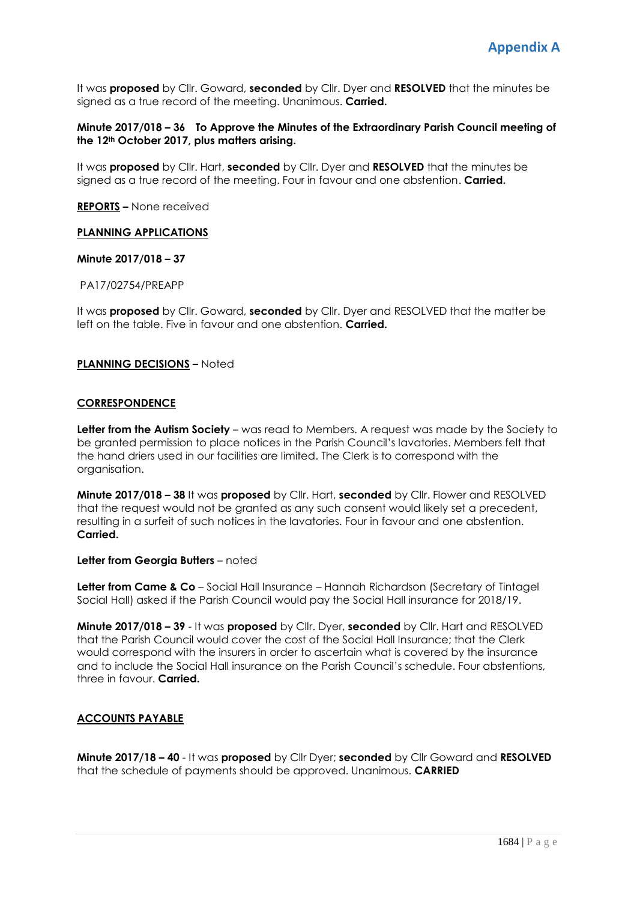**Appendix A**

It was **proposed** by Cllr. Goward, **seconded** by Cllr. Dyer and **RESOLVED** that the minutes be signed as a true record of the meeting. Unanimous. **Carried.**

**Minute 2017/018 – 36 To Approve the Minutes of the Extraordinary Parish Council meeting of the 12th October 2017, plus matters arising.**

It was **proposed** by Cllr. Hart, **seconded** by Cllr. Dyer and **RESOLVED** that the minutes be signed as a true record of the meeting. Four in favour and one abstention. **Carried.**

**REPORTS –** None received

**PLANNING APPLICATIONS**

**Minute 2017/018 – 37**

PA17/02754/PREAPP

It was **proposed** by Cllr. Goward, **seconded** by Cllr. Dyer and RESOLVED that the matter be left on the table. Five in favour and one abstention. **Carried.**

**PLANNING DECISIONS –** Noted

**CORRESPONDENCE**

**Letter from the Autism Society** – was read to Members. A request was made by the Society to be granted permission to place notices in the Parish Council's lavatories. Members felt that the hand driers used in our facilities are limited. The Clerk is to correspond with the organisation.

**Minute 2017/018 – 38** It was **proposed** by Cllr. Hart, **seconded** by Cllr. Flower and RESOLVED that the request would not be granted as any such consent would likely set a precedent, resulting in a surfeit of such notices in the lavatories. Four in favour and one abstention. **Carried.**

**Letter from Georgia Butters** – noted

**Letter from Came & Co** – Social Hall Insurance – Hannah Richardson (Secretary of Tintagel Social Hall) asked if the Parish Council would pay the Social Hall insurance for 2018/19.

**Minute 2017/018 – 39** - It was **proposed** by Cllr. Dyer, **seconded** by Cllr. Hart and RESOLVED that the Parish Council would cover the cost of the Social Hall Insurance; that the Clerk would correspond with the insurers in order to ascertain what is covered by the insurance and to include the Social Hall insurance on the Parish Council's schedule. Four abstentions, three in favour. **Carried.**

**ACCOUNTS PAYABLE**

**Minute 2017/18 – 40** - It was **proposed** by Cllr Dyer; **seconded** by Cllr Goward and **RESOLVED** that the schedule of payments should be approved. Unanimous. **CARRIED**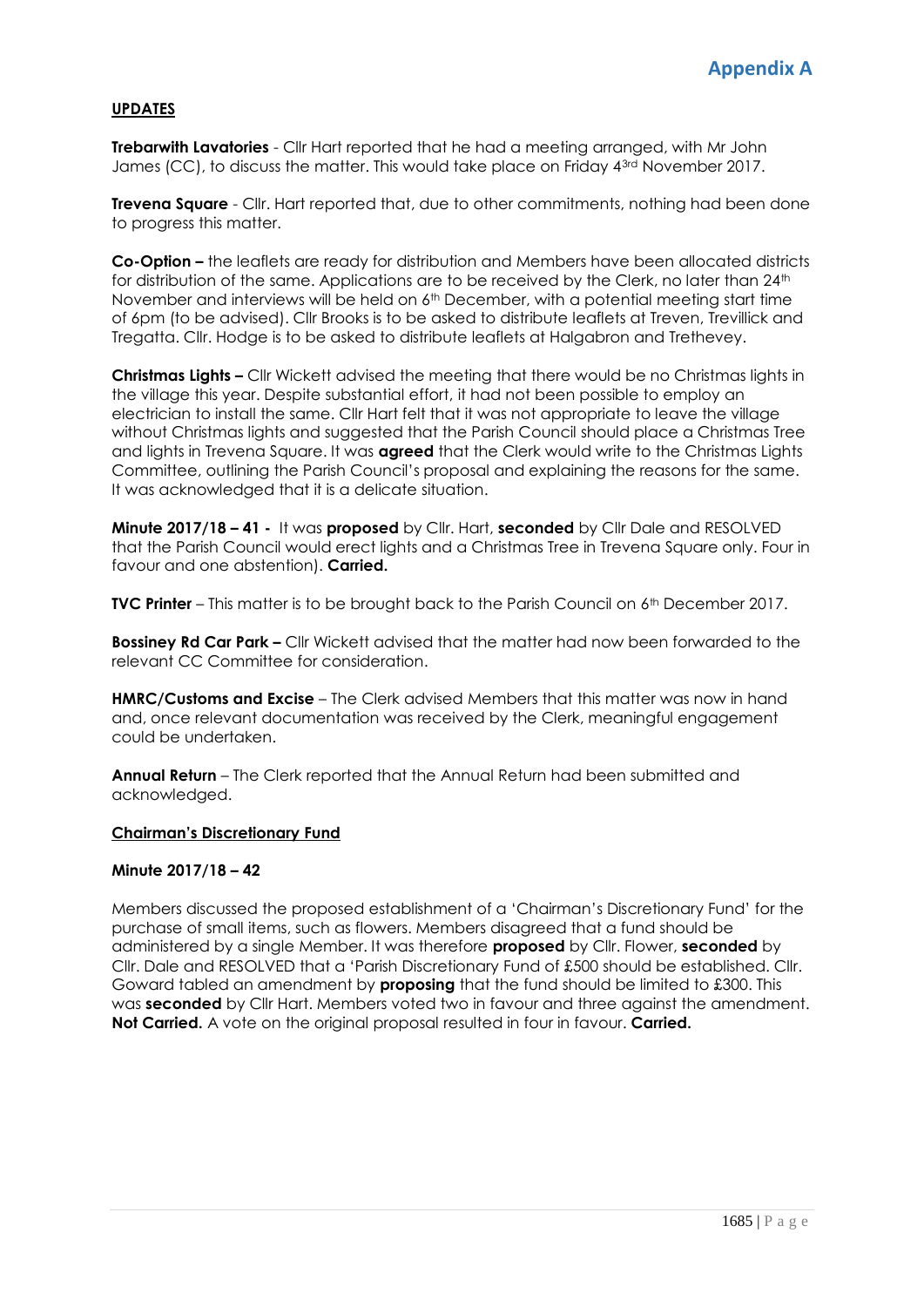## Appendix A

**UPDATES**

**Trebarwith Lavatories** - Cllr Hart reported that he had a meeting arranged, with Mr John James (CC), to discuss the matter. This would take place on Friday 4[3rd] November 2017.

**Trevena Square** - Cllr. Hart reported that, due to other commitments, nothing had been done to progress this matter.

**Co-Option –** the leaflets are ready for distribution and Members have been allocated districts for distribution of the same. Applications are to be received by the Clerk, no later than 24[th] November and interviews will be held on 6[th] December, with a potential meeting start time of 6pm (to be advised). Cllr Brooks is to be asked to distribute leaflets at Treven, Trevillick and Tregatta. Cllr. Hodge is to be asked to distribute leaflets at Halgabron and Trethevey.

**Christmas Lights –** Cllr Wickett advised the meeting that there would be no Christmas lights in the village this year. Despite substantial effort, it had not been possible to employ an electrician to install the same. Cllr Hart felt that it was not appropriate to leave the village without Christmas lights and suggested that the Parish Council should place a Christmas Tree and lights in Trevena Square. It was **agreed** that the Clerk would write to the Christmas Lights Committee, outlining the Parish Council's proposal and explaining the reasons for the same. It was acknowledged that it is a delicate situation.

**Minute 2017/18 – 41 -** It was **proposed** by Cllr. Hart, **seconded** by Cllr Dale and RESOLVED that the Parish Council would erect lights and a Christmas Tree in Trevena Square only. Four in favour and one abstention). **Carried.**

**TVC Printer** – This matter is to be brought back to the Parish Council on 6[th] December 2017.

**Bossiney Rd Car Park –** Cllr Wickett advised that the matter had now been forwarded to the relevant CC Committee for consideration.

**HMRC/Customs and Excise** – The Clerk advised Members that this matter was now in hand and, once relevant documentation was received by the Clerk, meaningful engagement could be undertaken.

**Annual Return** – The Clerk reported that the Annual Return had been submitted and acknowledged.

**Chairman's Discretionary Fund**

**Minute 2017/18 – 42**

Members discussed the proposed establishment of a 'Chairman's Discretionary Fund' for the purchase of small items, such as flowers. Members disagreed that a fund should be administered by a single Member. It was therefore **proposed** by Cllr. Flower, **seconded** by Cllr. Dale and RESOLVED that a 'Parish Discretionary Fund of £500 should be established. Cllr. Goward tabled an amendment by **proposing** that the fund should be limited to £300. This was **seconded** by Cllr Hart. Members voted two in favour and three against the amendment. **Not Carried.** A vote on the original proposal resulted in four in favour. **Carried.**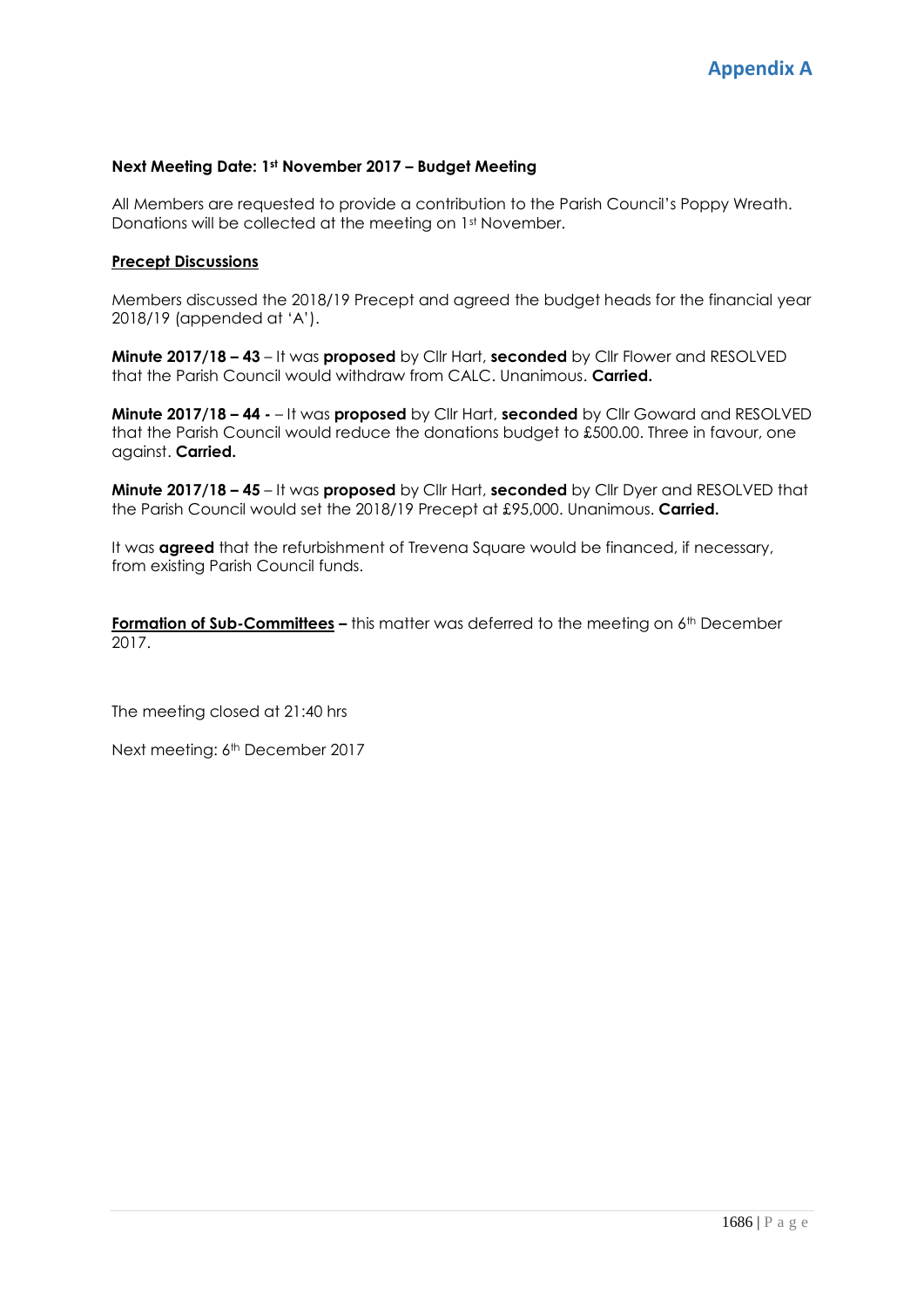**Appendix A**

**Next Meeting Date: 1st November 2017 – Budget Meeting**

All Members are requested to provide a contribution to the Parish Council's Poppy Wreath. Donations will be collected at the meeting on 1st November.

**Precept Discussions**

Members discussed the 2018/19 Precept and agreed the budget heads for the financial year 2018/19 (appended at 'A').

**Minute 2017/18 – 43** – It was **proposed** by Cllr Hart, **seconded** by Cllr Flower and RESOLVED that the Parish Council would withdraw from CALC. Unanimous. **Carried.**

**Minute 2017/18 – 44 -** – It was **proposed** by Cllr Hart, **seconded** by Cllr Goward and RESOLVED that the Parish Council would reduce the donations budget to £500.00. Three in favour, one against. **Carried.**

**Minute 2017/18 – 45** – It was **proposed** by Cllr Hart, **seconded** by Cllr Dyer and RESOLVED that the Parish Council would set the 2018/19 Precept at £95,000. Unanimous. **Carried.**

It was **agreed** that the refurbishment of Trevena Square would be financed, if necessary, from existing Parish Council funds.

**Formation of Sub-Committees –** this matter was deferred to the meeting on 6th December 2017.

The meeting closed at 21:40 hrs

Next meeting: 6th December 2017